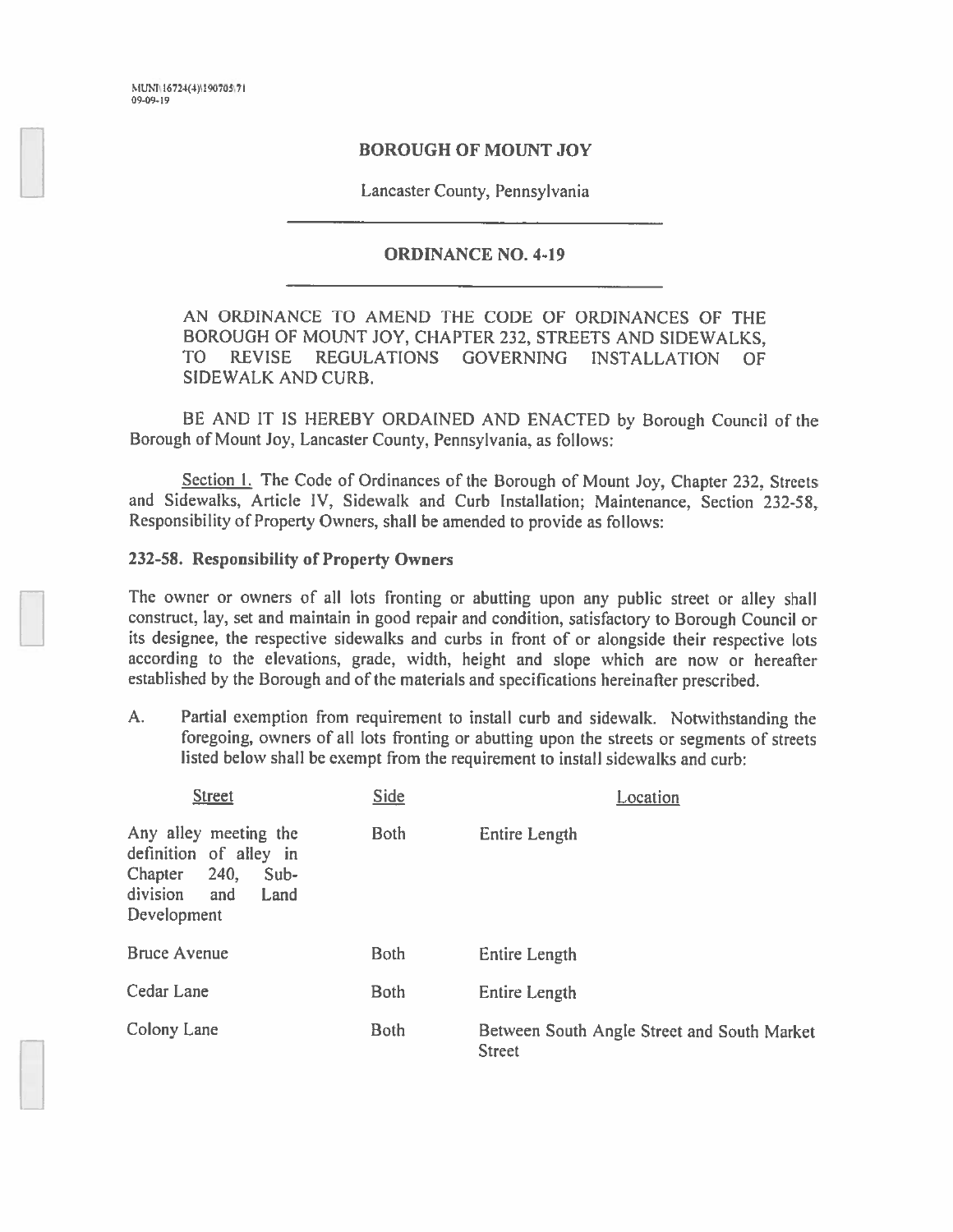MUN\16724(4)\190705\71
09-09-19

# BOROUGH OF MOUNT JOY

Lancaster County, Pennsylvania

## ORDINANCE NO. 4-19

AN ORDINANCE TO AMEND THE CODE OF ORDINANCES OF THE BOROUGH OF MOUNT JOY, CHAPTER 232, STREETS AND SIDEWALKS, TO REVISE REGULATIONS GOVERNING INSTALLATION OF SIDEWALK AND CURB.

BE AND IT IS HEREBY ORDAINED AND ENACTED by Borough Council of the Borough of Mount Joy, Lancaster County, Pennsylvania, as follows:

Section 1. The Code of Ordinances of the Borough of Mount Joy, Chapter 232, Streets and Sidewalks, Article IV, Sidewalk and Curb Installation; Maintenance, Section 232-58, Responsibility of Property Owners, shall be amended to provide as follows:

**232-58. Responsibility of Property Owners**

The owner or owners of all lots fronting or abutting upon any public street or alley shall construct, lay, set and maintain in good repair and condition, satisfactory to Borough Council or its designee, the respective sidewalks and curbs in front of or alongside their respective lots according to the elevations, grade, width, height and slope which are now or hereafter established by the Borough and of the materials and specifications hereinafter prescribed.

A. Partial exemption from requirement to install curb and sidewalk. Notwithstanding the foregoing, owners of all lots fronting or abutting upon the streets or segments of streets listed below shall be exempt from the requirement to install sidewalks and curb:

| Street | Side | Location |
|---|---|---|
| Any alley meeting the definition of alley in Chapter 240, Subdivision and Land Development | Both | Entire Length |
| Bruce Avenue | Both | Entire Length |
| Cedar Lane | Both | Entire Length |
| Colony Lane | Both | Between South Angle Street and South Market Street |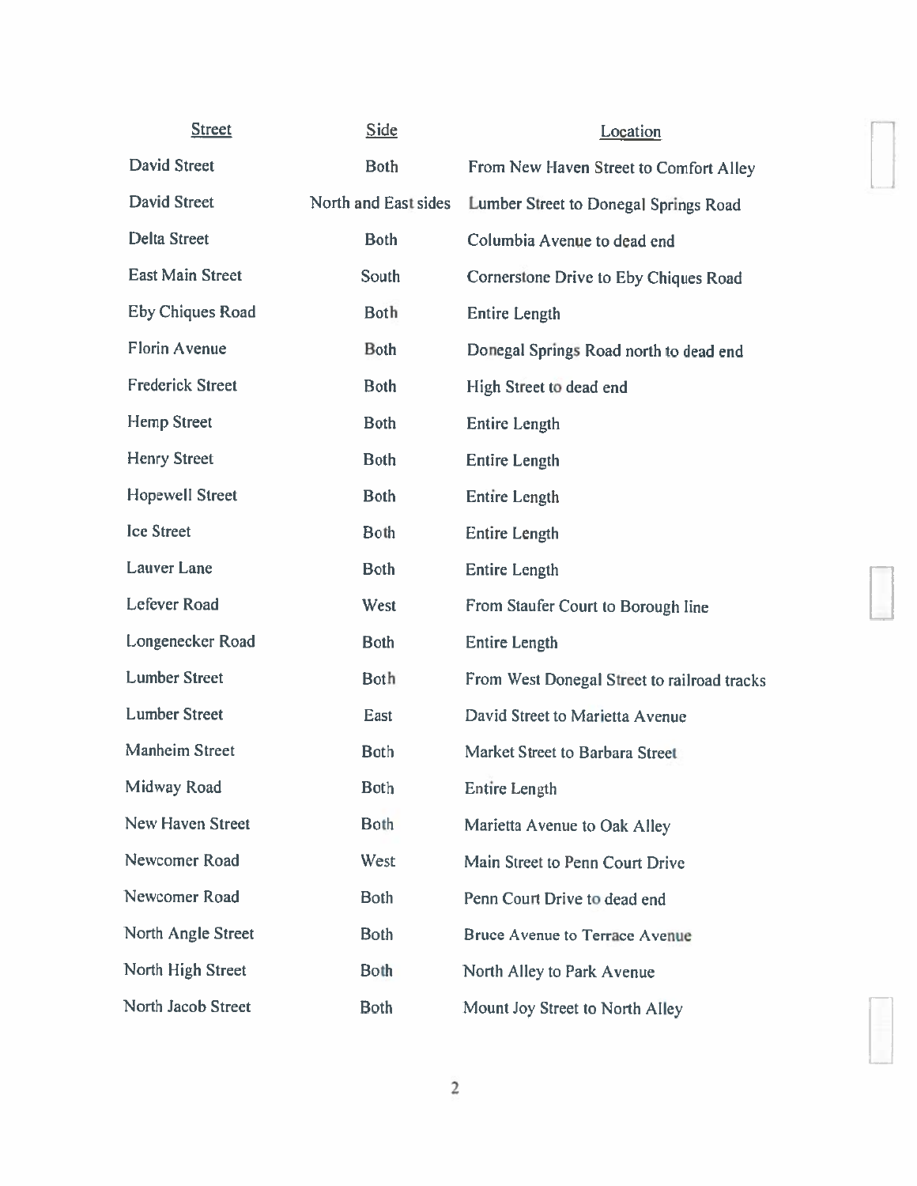| Street | Side | Location |
|---|---|---|
| David Street | Both | From New Haven Street to Comfort Alley |
| David Street | North and East sides | Lumber Street to Donegal Springs Road |
| Delta Street | Both | Columbia Avenue to dead end |
| East Main Street | South | Cornerstone Drive to Eby Chiques Road |
| Eby Chiques Road | Both | Entire Length |
| Florin Avenue | Both | Donegal Springs Road north to dead end |
| Frederick Street | Both | High Street to dead end |
| Hemp Street | Both | Entire Length |
| Henry Street | Both | Entire Length |
| Hopewell Street | Both | Entire Length |
| Ice Street | Both | Entire Length |
| Lauver Lane | Both | Entire Length |
| Lefever Road | West | From Staufer Court to Borough line |
| Longenecker Road | Both | Entire Length |
| Lumber Street | Both | From West Donegal Street to railroad tracks |
| Lumber Street | East | David Street to Marietta Avenue |
| Manheim Street | Both | Market Street to Barbara Street |
| Midway Road | Both | Entire Length |
| New Haven Street | Both | Marietta Avenue to Oak Alley |
| Newcomer Road | West | Main Street to Penn Court Drive |
| Newcomer Road | Both | Penn Court Drive to dead end |
| North Angle Street | Both | Bruce Avenue to Terrace Avenue |
| North High Street | Both | North Alley to Park Avenue |
| North Jacob Street | Both | Mount Joy Street to North Alley |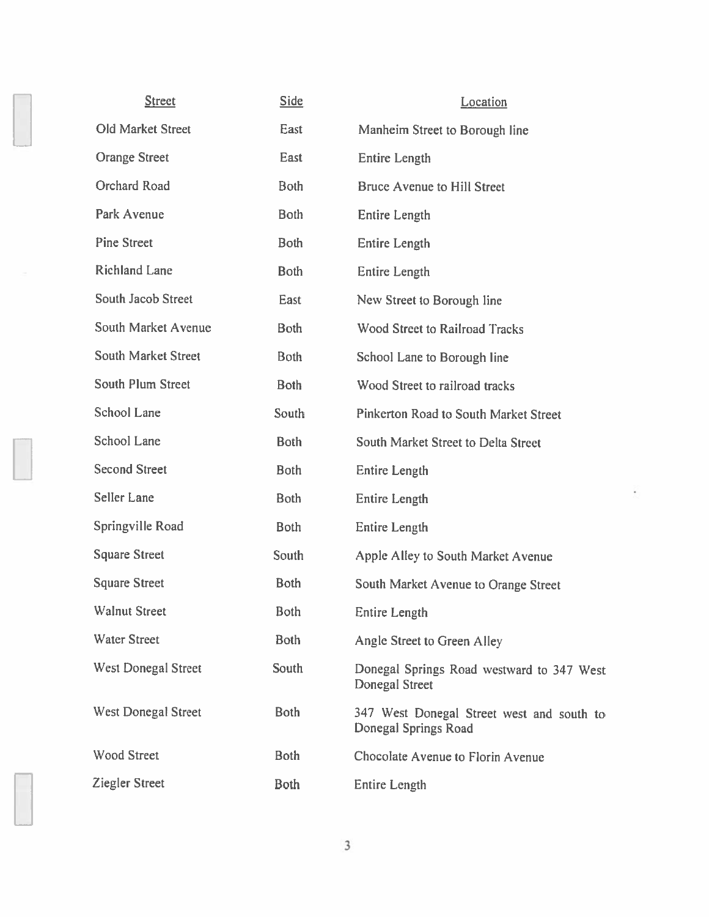| Street | Side | Location |
|---|---|---|
| Old Market Street | East | Manheim Street to Borough line |
| Orange Street | East | Entire Length |
| Orchard Road | Both | Bruce Avenue to Hill Street |
| Park Avenue | Both | Entire Length |
| Pine Street | Both | Entire Length |
| Richland Lane | Both | Entire Length |
| South Jacob Street | East | New Street to Borough line |
| South Market Avenue | Both | Wood Street to Railroad Tracks |
| South Market Street | Both | School Lane to Borough line |
| South Plum Street | Both | Wood Street to railroad tracks |
| School Lane | South | Pinkerton Road to South Market Street |
| School Lane | Both | South Market Street to Delta Street |
| Second Street | Both | Entire Length |
| Seller Lane | Both | Entire Length |
| Springville Road | Both | Entire Length |
| Square Street | South | Apple Alley to South Market Avenue |
| Square Street | Both | South Market Avenue to Orange Street |
| Walnut Street | Both | Entire Length |
| Water Street | Both | Angle Street to Green Alley |
| West Donegal Street | South | Donegal Springs Road westward to 347 West Donegal Street |
| West Donegal Street | Both | 347 West Donegal Street west and south to Donegal Springs Road |
| Wood Street | Both | Chocolate Avenue to Florin Avenue |
| Ziegler Street | Both | Entire Length |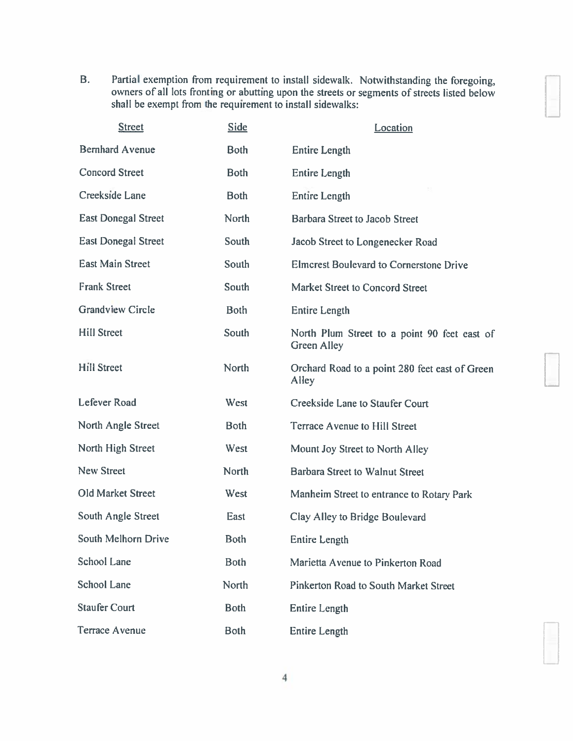B. Partial exemption from requirement to install sidewalk. Notwithstanding the foregoing, owners of all lots fronting or abutting upon the streets or segments of streets listed below shall be exempt from the requirement to install sidewalks:

| Street | Side | Location |
|---|---|---|
| Bernhard Avenue | Both | Entire Length |
| Concord Street | Both | Entire Length |
| Creekside Lane | Both | Entire Length |
| East Donegal Street | North | Barbara Street to Jacob Street |
| East Donegal Street | South | Jacob Street to Longenecker Road |
| East Main Street | South | Elmcrest Boulevard to Cornerstone Drive |
| Frank Street | South | Market Street to Concord Street |
| Grandview Circle | Both | Entire Length |
| Hill Street | South | North Plum Street to a point 90 feet east of Green Alley |
| Hill Street | North | Orchard Road to a point 280 feet east of Green Alley |
| Lefever Road | West | Creekside Lane to Staufer Court |
| North Angle Street | Both | Terrace Avenue to Hill Street |
| North High Street | West | Mount Joy Street to North Alley |
| New Street | North | Barbara Street to Walnut Street |
| Old Market Street | West | Manheim Street to entrance to Rotary Park |
| South Angle Street | East | Clay Alley to Bridge Boulevard |
| South Melhorn Drive | Both | Entire Length |
| School Lane | Both | Marietta Avenue to Pinkerton Road |
| School Lane | North | Pinkerton Road to South Market Street |
| Staufer Court | Both | Entire Length |
| Terrace Avenue | Both | Entire Length |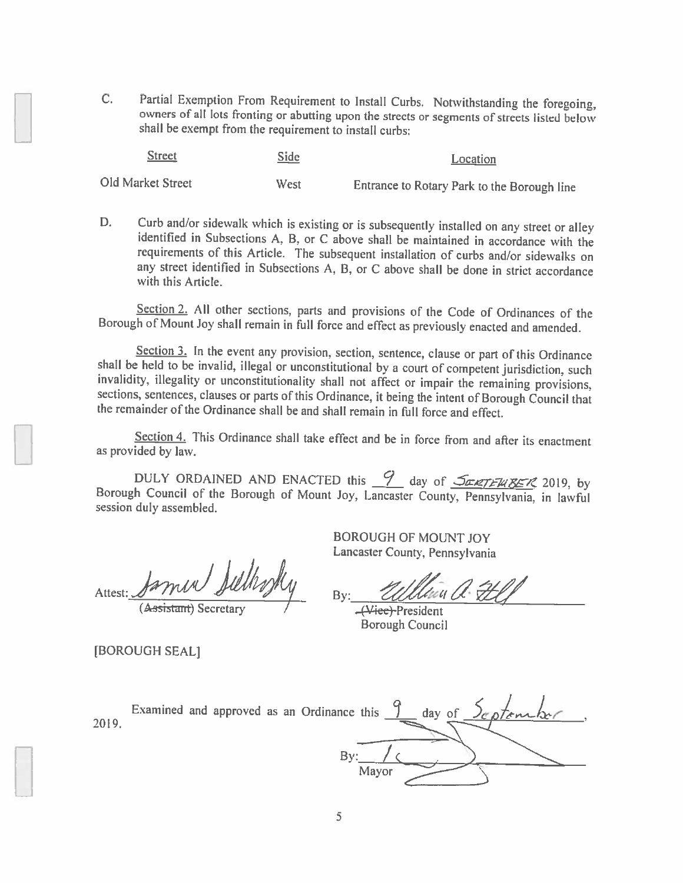C. Partial Exemption From Requirement to Install Curbs. Notwithstanding the foregoing, owners of all lots fronting or abutting upon the streets or segments of streets listed below shall be exempt from the requirement to install curbs:

| Street | Side | Location |
|---|---|---|
| Old Market Street | West | Entrance to Rotary Park to the Borough line |

D. Curb and/or sidewalk which is existing or is subsequently installed on any street or alley identified in Subsections A, B, or C above shall be maintained in accordance with the requirements of this Article. The subsequent installation of curbs and/or sidewalks on any street identified in Subsections A, B, or C above shall be done in strict accordance with this Article.

Section 2. All other sections, parts and provisions of the Code of Ordinances of the Borough of Mount Joy shall remain in full force and effect as previously enacted and amended.

Section 3. In the event any provision, section, sentence, clause or part of this Ordinance shall be held to be invalid, illegal or unconstitutional by a court of competent jurisdiction, such invalidity, illegality or unconstitutionality shall not affect or impair the remaining provisions, sections, sentences, clauses or parts of this Ordinance, it being the intent of Borough Council that the remainder of the Ordinance shall be and shall remain in full force and effect.

Section 4. This Ordinance shall take effect and be in force from and after its enactment as provided by law.

DULY ORDAINED AND ENACTED this 9 day of SEPTEMBER 2019, by Borough Council of the Borough of Mount Joy, Lancaster County, Pennsylvania, in lawful session duly assembled.

BOROUGH OF MOUNT JOY
Lancaster County, Pennsylvania

Attest: [signature]
~~(Assistant)~~ Secretary

By: [signature]
~~(Vice)~~ President
Borough Council

[BOROUGH SEAL]

Examined and approved as an Ordinance this 9 day of September, 2019.

By: [signature]
Mayor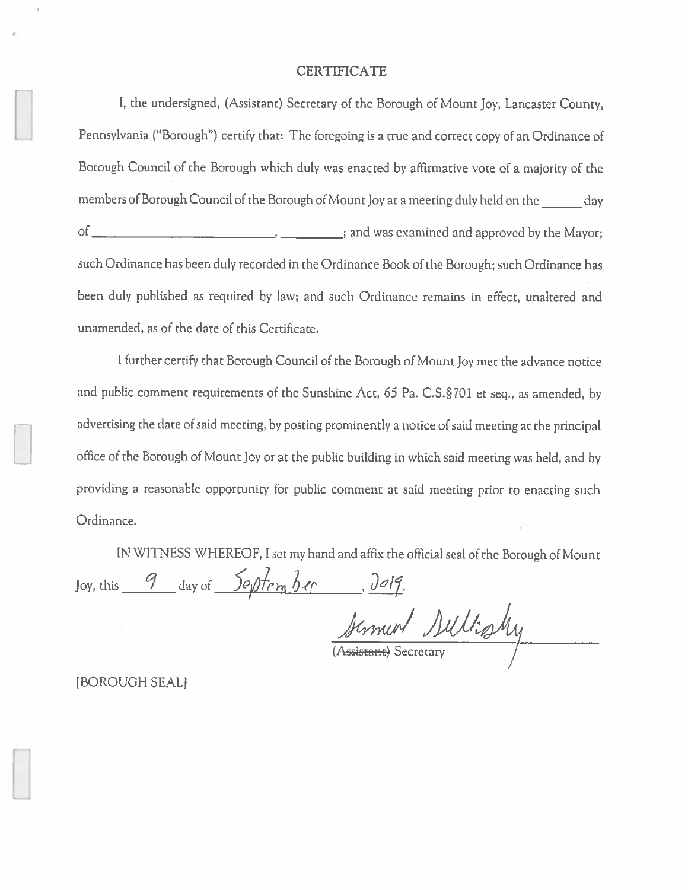## CERTIFICATE

I, the undersigned, (Assistant) Secretary of the Borough of Mount Joy, Lancaster County, Pennsylvania ("Borough") certify that: The foregoing is a true and correct copy of an Ordinance of Borough Council of the Borough which duly was enacted by affirmative vote of a majority of the members of Borough Council of the Borough of Mount Joy at a meeting duly held on the ______ day of ____________________________, _________; and was examined and approved by the Mayor; such Ordinance has been duly recorded in the Ordinance Book of the Borough; such Ordinance has been duly published as required by law; and such Ordinance remains in effect, unaltered and unamended, as of the date of this Certificate.

I further certify that Borough Council of the Borough of Mount Joy met the advance notice and public comment requirements of the Sunshine Act, 65 Pa. C.S.§701 et seq., as amended, by advertising the date of said meeting, by posting prominently a notice of said meeting at the principal office of the Borough of Mount Joy or at the public building in which said meeting was held, and by providing a reasonable opportunity for public comment at said meeting prior to enacting such Ordinance.

IN WITNESS WHEREOF, I set my hand and affix the official seal of the Borough of Mount Joy, this 9 day of September, 2019.

[Signature]

~~(Assistant)~~ Secretary

[BOROUGH SEAL]